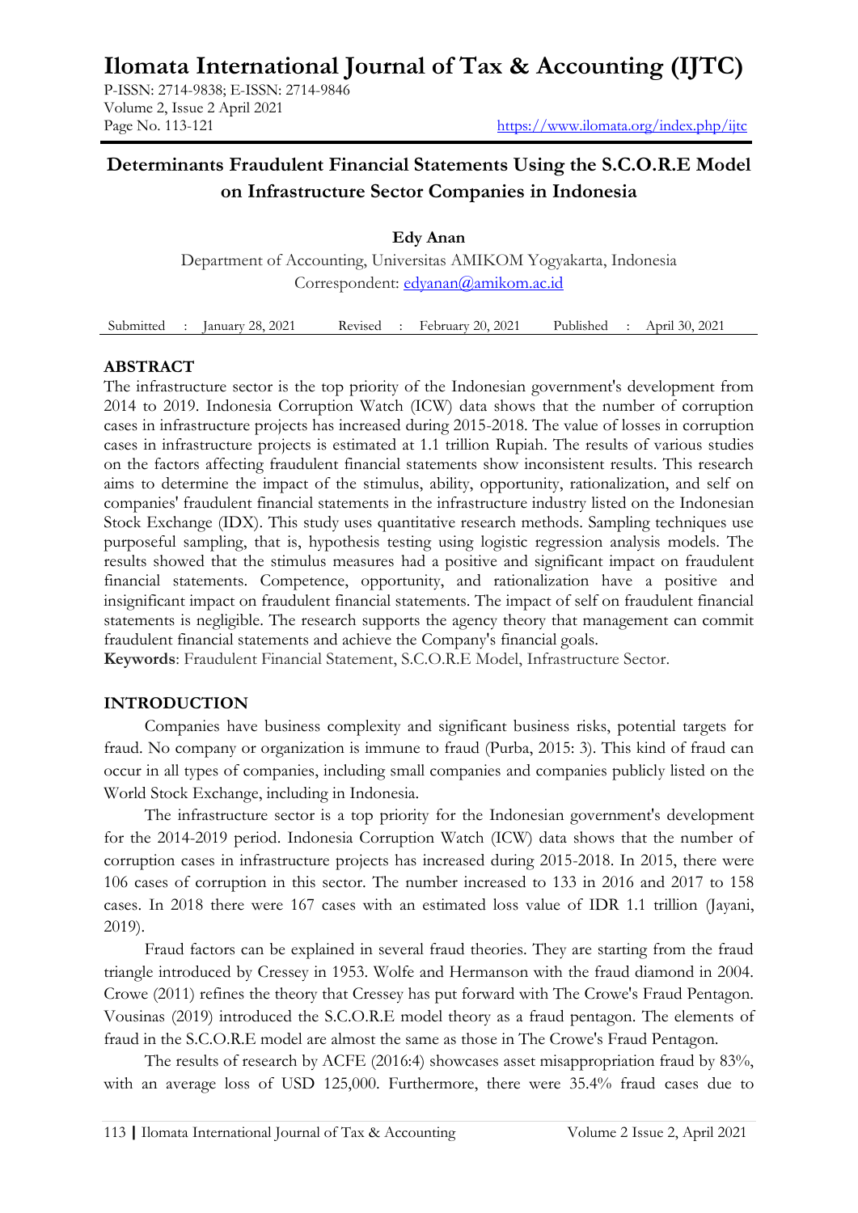# Ilomata International Journal of Tax & Accounting (IJTC)

P-ISSN: 2714-9838; E-ISSN: 2714-9846
Volume 2, Issue 2 April 2021
Page No. 113-121
https://www.ilomata.org/index.php/ijtc

## Determinants Fraudulent Financial Statements Using the S.C.O.R.E Model on Infrastructure Sector Companies in Indonesia

**Edy Anan**

Department of Accounting, Universitas AMIKOM Yogyakarta, Indonesia
Correspondent: edyanan@amikom.ac.id

Submitted : January 28, 2021 Revised : February 20, 2021 Published : April 30, 2021

### ABSTRACT

The infrastructure sector is the top priority of the Indonesian government's development from 2014 to 2019. Indonesia Corruption Watch (ICW) data shows that the number of corruption cases in infrastructure projects has increased during 2015-2018. The value of losses in corruption cases in infrastructure projects is estimated at 1.1 trillion Rupiah. The results of various studies on the factors affecting fraudulent financial statements show inconsistent results. This research aims to determine the impact of the stimulus, ability, opportunity, rationalization, and self on companies' fraudulent financial statements in the infrastructure industry listed on the Indonesian Stock Exchange (IDX). This study uses quantitative research methods. Sampling techniques use purposeful sampling, that is, hypothesis testing using logistic regression analysis models. The results showed that the stimulus measures had a positive and significant impact on fraudulent financial statements. Competence, opportunity, and rationalization have a positive and insignificant impact on fraudulent financial statements. The impact of self on fraudulent financial statements is negligible. The research supports the agency theory that management can commit fraudulent financial statements and achieve the Company's financial goals.

**Keywords**: Fraudulent Financial Statement, S.C.O.R.E Model, Infrastructure Sector.

### INTRODUCTION

Companies have business complexity and significant business risks, potential targets for fraud. No company or organization is immune to fraud (Purba, 2015: 3). This kind of fraud can occur in all types of companies, including small companies and companies publicly listed on the World Stock Exchange, including in Indonesia.

The infrastructure sector is a top priority for the Indonesian government's development for the 2014-2019 period. Indonesia Corruption Watch (ICW) data shows that the number of corruption cases in infrastructure projects has increased during 2015-2018. In 2015, there were 106 cases of corruption in this sector. The number increased to 133 in 2016 and 2017 to 158 cases. In 2018 there were 167 cases with an estimated loss value of IDR 1.1 trillion (Jayani, 2019).

Fraud factors can be explained in several fraud theories. They are starting from the fraud triangle introduced by Cressey in 1953. Wolfe and Hermanson with the fraud diamond in 2004. Crowe (2011) refines the theory that Cressey has put forward with The Crowe's Fraud Pentagon. Vousinas (2019) introduced the S.C.O.R.E model theory as a fraud pentagon. The elements of fraud in the S.C.O.R.E model are almost the same as those in The Crowe's Fraud Pentagon.

The results of research by ACFE (2016:4) showcases asset misappropriation fraud by 83%, with an average loss of USD 125,000. Furthermore, there were 35.4% fraud cases due to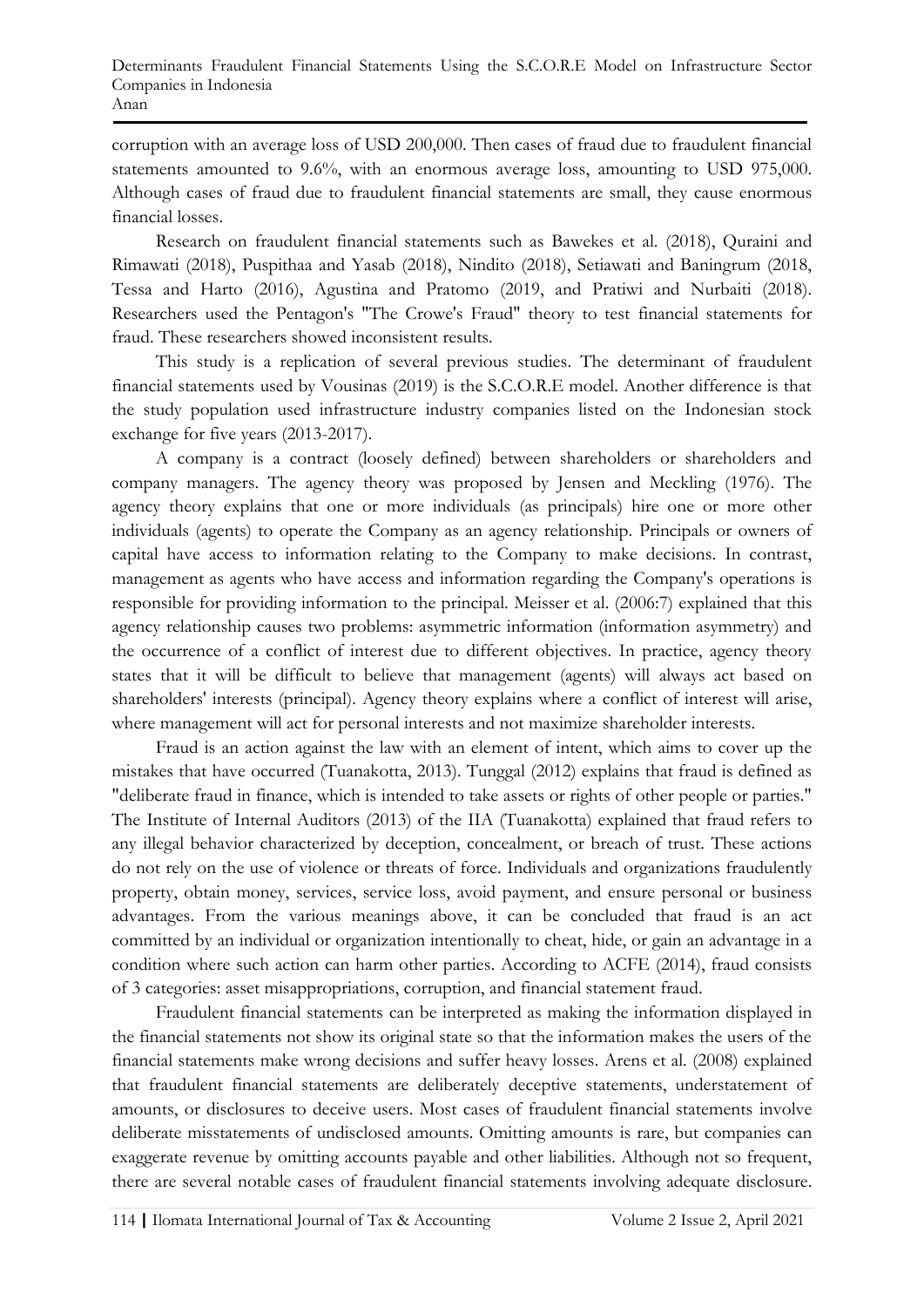corruption with an average loss of USD 200,000. Then cases of fraud due to fraudulent financial statements amounted to 9.6%, with an enormous average loss, amounting to USD 975,000. Although cases of fraud due to fraudulent financial statements are small, they cause enormous financial losses.

Research on fraudulent financial statements such as Bawekes et al. (2018), Quraini and Rimawati (2018), Puspithaa and Yasab (2018), Nindito (2018), Setiawati and Baningrum (2018, Tessa and Harto (2016), Agustina and Pratomo (2019, and Pratiwi and Nurbaiti (2018). Researchers used the Pentagon's "The Crowe's Fraud" theory to test financial statements for fraud. These researchers showed inconsistent results.

This study is a replication of several previous studies. The determinant of fraudulent financial statements used by Vousinas (2019) is the S.C.O.R.E model. Another difference is that the study population used infrastructure industry companies listed on the Indonesian stock exchange for five years (2013-2017).

A company is a contract (loosely defined) between shareholders or shareholders and company managers. The agency theory was proposed by Jensen and Meckling (1976). The agency theory explains that one or more individuals (as principals) hire one or more other individuals (agents) to operate the Company as an agency relationship. Principals or owners of capital have access to information relating to the Company to make decisions. In contrast, management as agents who have access and information regarding the Company's operations is responsible for providing information to the principal. Meisser et al. (2006:7) explained that this agency relationship causes two problems: asymmetric information (information asymmetry) and the occurrence of a conflict of interest due to different objectives. In practice, agency theory states that it will be difficult to believe that management (agents) will always act based on shareholders' interests (principal). Agency theory explains where a conflict of interest will arise, where management will act for personal interests and not maximize shareholder interests.

Fraud is an action against the law with an element of intent, which aims to cover up the mistakes that have occurred (Tuanakotta, 2013). Tunggal (2012) explains that fraud is defined as "deliberate fraud in finance, which is intended to take assets or rights of other people or parties." The Institute of Internal Auditors (2013) of the IIA (Tuanakotta) explained that fraud refers to any illegal behavior characterized by deception, concealment, or breach of trust. These actions do not rely on the use of violence or threats of force. Individuals and organizations fraudulently property, obtain money, services, service loss, avoid payment, and ensure personal or business advantages. From the various meanings above, it can be concluded that fraud is an act committed by an individual or organization intentionally to cheat, hide, or gain an advantage in a condition where such action can harm other parties. According to ACFE (2014), fraud consists of 3 categories: asset misappropriations, corruption, and financial statement fraud.

Fraudulent financial statements can be interpreted as making the information displayed in the financial statements not show its original state so that the information makes the users of the financial statements make wrong decisions and suffer heavy losses. Arens et al. (2008) explained that fraudulent financial statements are deliberately deceptive statements, understatement of amounts, or disclosures to deceive users. Most cases of fraudulent financial statements involve deliberate misstatements of undisclosed amounts. Omitting amounts is rare, but companies can exaggerate revenue by omitting accounts payable and other liabilities. Although not so frequent, there are several notable cases of fraudulent financial statements involving adequate disclosure.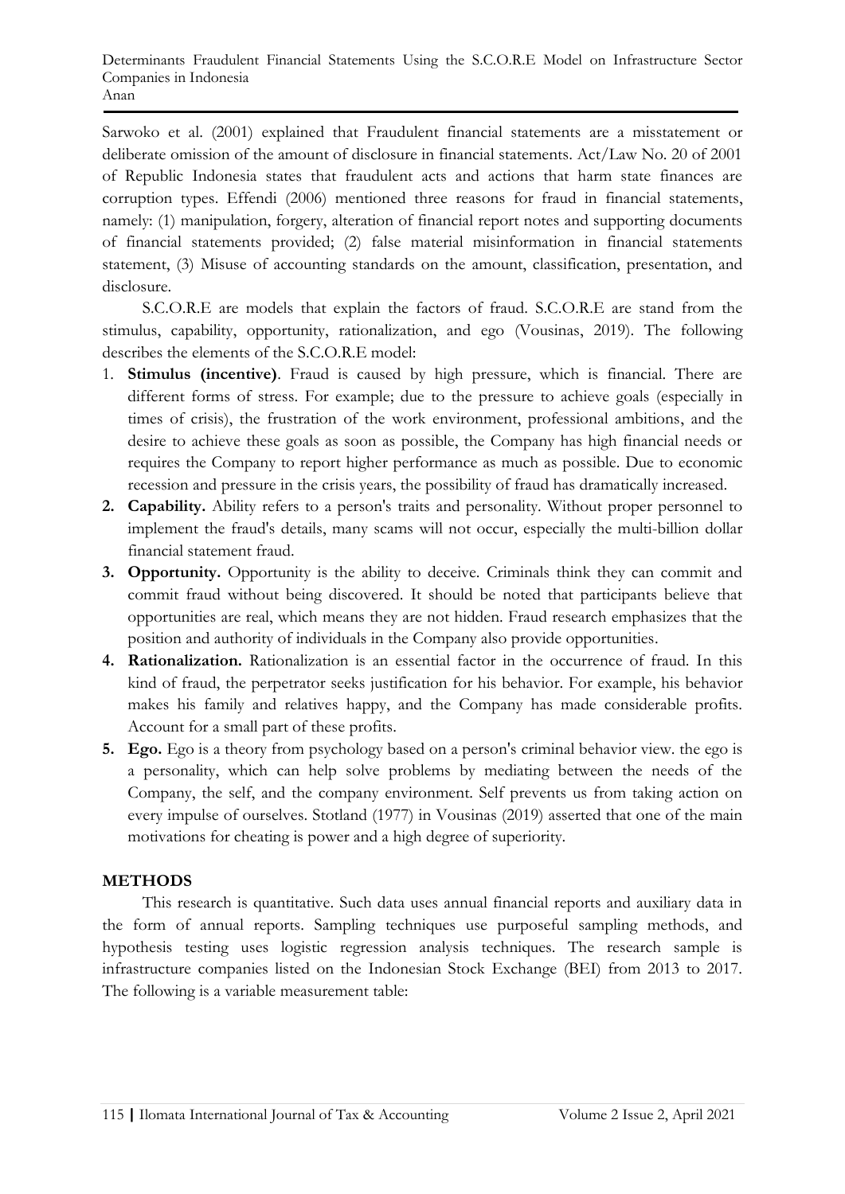Sarwoko et al. (2001) explained that Fraudulent financial statements are a misstatement or deliberate omission of the amount of disclosure in financial statements. Act/Law No. 20 of 2001 of Republic Indonesia states that fraudulent acts and actions that harm state finances are corruption types. Effendi (2006) mentioned three reasons for fraud in financial statements, namely: (1) manipulation, forgery, alteration of financial report notes and supporting documents of financial statements provided; (2) false material misinformation in financial statements statement, (3) Misuse of accounting standards on the amount, classification, presentation, and disclosure.

S.C.O.R.E are models that explain the factors of fraud. S.C.O.R.E are stand from the stimulus, capability, opportunity, rationalization, and ego (Vousinas, 2019). The following describes the elements of the S.C.O.R.E model:

1. **Stimulus (incentive)**. Fraud is caused by high pressure, which is financial. There are different forms of stress. For example; due to the pressure to achieve goals (especially in times of crisis), the frustration of the work environment, professional ambitions, and the desire to achieve these goals as soon as possible, the Company has high financial needs or requires the Company to report higher performance as much as possible. Due to economic recession and pressure in the crisis years, the possibility of fraud has dramatically increased.
2. **Capability.** Ability refers to a person's traits and personality. Without proper personnel to implement the fraud's details, many scams will not occur, especially the multi-billion dollar financial statement fraud.
3. **Opportunity.** Opportunity is the ability to deceive. Criminals think they can commit and commit fraud without being discovered. It should be noted that participants believe that opportunities are real, which means they are not hidden. Fraud research emphasizes that the position and authority of individuals in the Company also provide opportunities.
4. **Rationalization.** Rationalization is an essential factor in the occurrence of fraud. In this kind of fraud, the perpetrator seeks justification for his behavior. For example, his behavior makes his family and relatives happy, and the Company has made considerable profits. Account for a small part of these profits.
5. **Ego.** Ego is a theory from psychology based on a person's criminal behavior view. the ego is a personality, which can help solve problems by mediating between the needs of the Company, the self, and the company environment. Self prevents us from taking action on every impulse of ourselves. Stotland (1977) in Vousinas (2019) asserted that one of the main motivations for cheating is power and a high degree of superiority.

## METHODS

This research is quantitative. Such data uses annual financial reports and auxiliary data in the form of annual reports. Sampling techniques use purposeful sampling methods, and hypothesis testing uses logistic regression analysis techniques. The research sample is infrastructure companies listed on the Indonesian Stock Exchange (BEI) from 2013 to 2017. The following is a variable measurement table: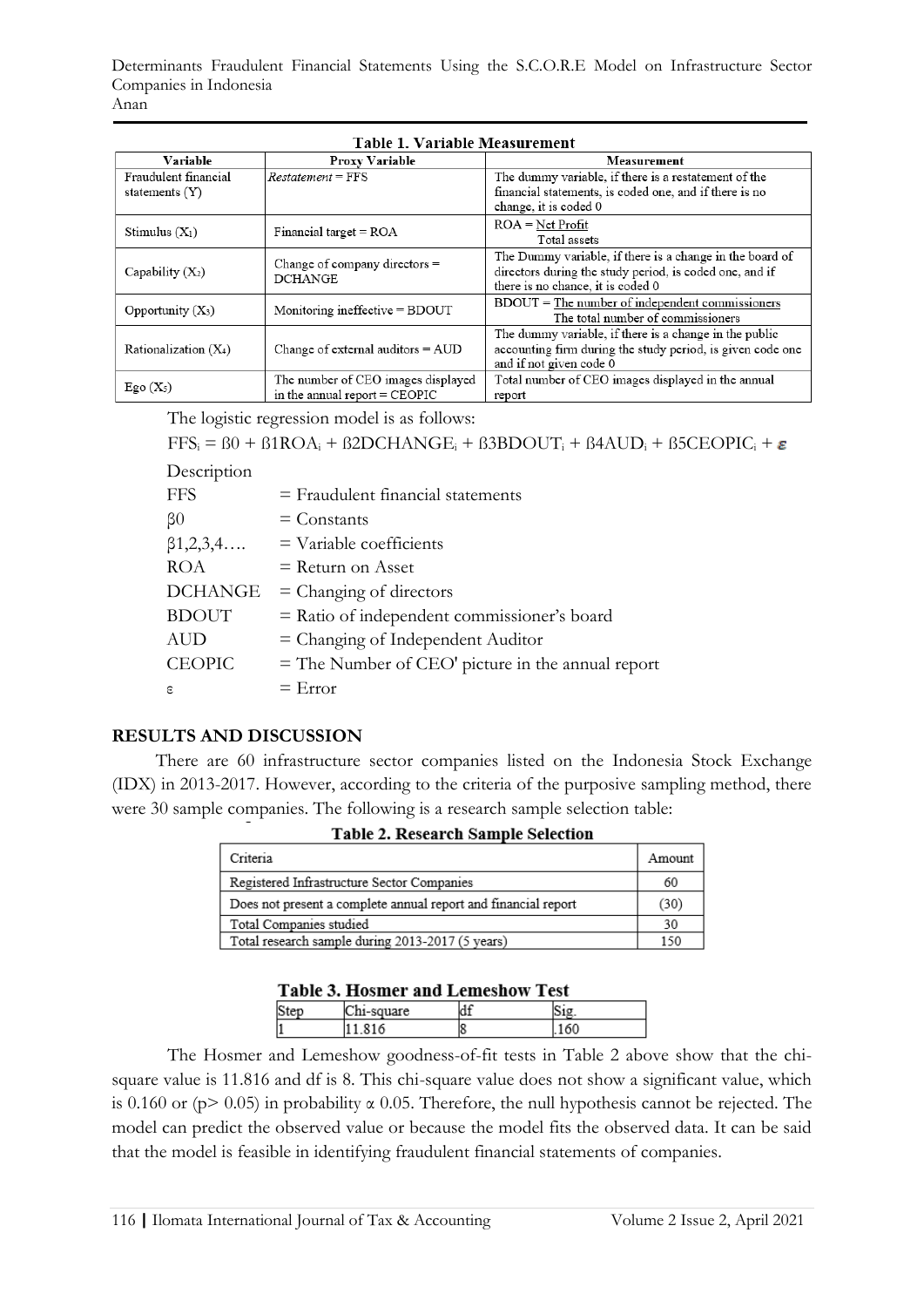**Table 1. Variable Measurement**

| Variable | Proxy Variable | Measurement |
|---|---|---|
| Fraudulent financial statements (Y) | *Restatement* = FFS | The dummy variable, if there is a restatement of the financial statements, is coded one, and if there is no change, it is coded 0 |
| Stimulus ($X_1$) | Financial target = ROA | $ROA = \frac{\text{Net Profit}}{\text{Total assets}}$ |
| Capability ($X_2$) | Change of company directors = DCHANGE | The Dummy variable, if there is a change in the board of directors during the study period, is coded one, and if there is no chance, it is coded 0 |
| Opportunity ($X_3$) | Monitoring ineffective = BDOUT | $BDOUT = \frac{\text{The number of independent commissioners}}{\text{The total number of commissioners}}$ |
| Rationalization ($X_4$) | Change of external auditors = AUD | The dummy variable, if there is a change in the public accounting firm during the study period, is given code one and if not given code 0 |
| Ego ($X_5$) | The number of CEO images displayed in the annual report = CEOPIC | Total number of CEO images displayed in the annual report |

The logistic regression model is as follows:

$$FFS_i = \beta 0 + \beta 1ROA_i + \beta 2DCHANGE_i + \beta 3BDOUT_i + \beta 4AUD_i + \beta 5CEOPIC_i + \varepsilon$$

Description

| | |
|---|---|
| FFS | = Fraudulent financial statements |
| β0 | = Constants |
| β1,2,3,4…. | = Variable coefficients |
| ROA | = Return on Asset |
| DCHANGE | = Changing of directors |
| BDOUT | = Ratio of independent commissioner's board |
| AUD | = Changing of Independent Auditor |
| CEOPIC | = The Number of CEO' picture in the annual report |
| ε | = Error |

## RESULTS AND DISCUSSION

There are 60 infrastructure sector companies listed on the Indonesia Stock Exchange (IDX) in 2013-2017. However, according to the criteria of the purposive sampling method, there were 30 sample companies. The following is a research sample selection table:

**Table 2. Research Sample Selection**

| Criteria | Amount |
|---|---|
| Registered Infrastructure Sector Companies | 60 |
| Does not present a complete annual report and financial report | (30) |
| Total Companies studied | 30 |
| Total research sample during 2013-2017 (5 years) | 150 |

**Table 3. Hosmer and Lemeshow Test**

| Step | Chi-square | df | Sig. |
|---|---|---|---|
| 1 | 11.816 | 8 | .160 |

The Hosmer and Lemeshow goodness-of-fit tests in Table 2 above show that the chi-square value is 11.816 and df is 8. This chi-square value does not show a significant value, which is 0.160 or ($p > 0.05$) in probability $\alpha$ 0.05. Therefore, the null hypothesis cannot be rejected. The model can predict the observed value or because the model fits the observed data. It can be said that the model is feasible in identifying fraudulent financial statements of companies.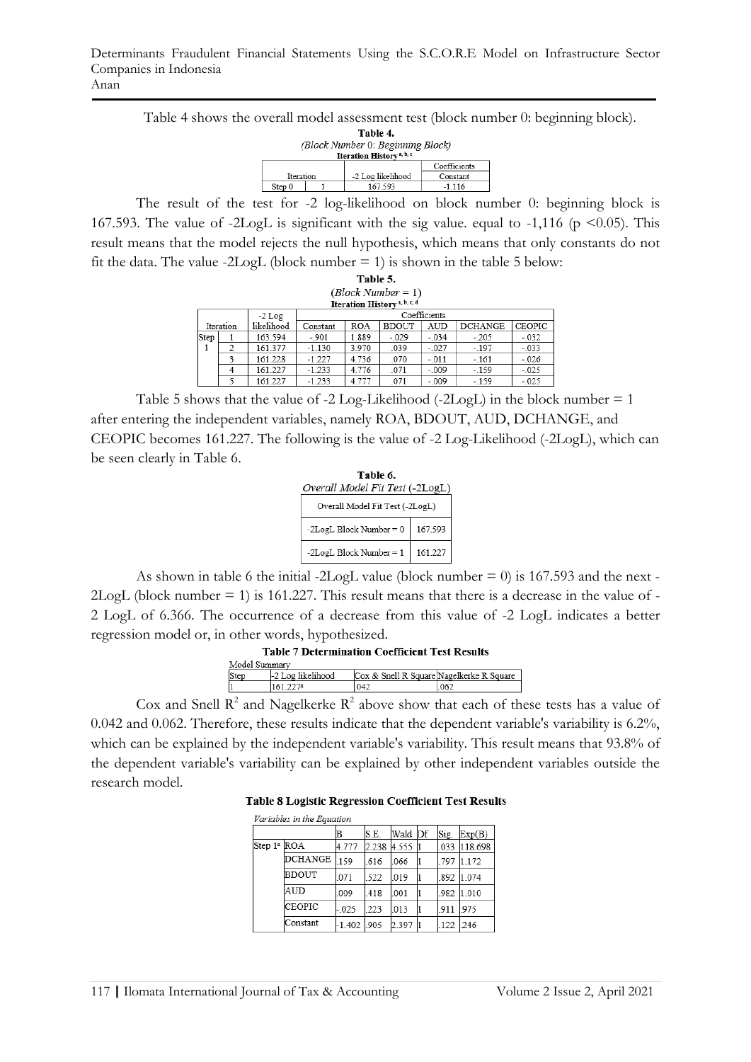Table 4 shows the overall model assessment test (block number 0: beginning block).

**Table 4.**
*(Block Number 0: Beginning Block)*
**Iteration History a, b, c**

| Iteration | | -2 Log likelihood | Coefficients |
|---|---|---|---|
| | | | Constant |
| Step 0 | 1 | 167.593 | -1.116 |

The result of the test for -2 log-likelihood on block number 0: beginning block is 167.593. The value of -2LogL is significant with the sig value. equal to -1,116 ($p < 0.05$). This result means that the model rejects the null hypothesis, which means that only constants do not fit the data. The value -2LogL (block number = 1) is shown in the table 5 below:

**Table 5.**
*(Block Number = 1)*
**Iteration History a, b, c, d**

| Iteration | | -2 Log likelihood | Coefficients | | | | | |
|---|---|---|---|---|---|---|---|---|
| | | | Constant | ROA | BDOUT | AUD | DCHANGE | CEOPIC |
| Step 1 | 1 | 163.594 | -.901 | 1.889 | -.029 | -.034 | -.205 | -.032 |
| | 2 | 161.377 | -1.130 | 3.970 | .039 | -.027 | -.197 | -.033 |
| | 3 | 161.228 | -1.227 | 4.736 | .070 | -.011 | -.161 | -.026 |
| | 4 | 161.227 | -1.233 | 4.776 | .071 | -.009 | -.159 | -.025 |
| | 5 | 161.227 | -1.233 | 4.777 | .071 | -.009 | -.159 | -.025 |

Table 5 shows that the value of -2 Log-Likelihood (-2LogL) in the block number = 1 after entering the independent variables, namely ROA, BDOUT, AUD, DCHANGE, and CEOPIC becomes 161.227. The following is the value of -2 Log-Likelihood (-2LogL), which can be seen clearly in Table 6.

**Table 6.**
*Overall Model Fit Test (-2LogL)*

| Overall Model Fit Test (-2LogL) | |
|---|---|
| -2LogL Block Number = 0 | 167.593 |
| -2LogL Block Number = 1 | 161.227 |

As shown in table 6 the initial -2LogL value (block number = 0) is 167.593 and the next -2LogL (block number = 1) is 161.227. This result means that there is a decrease in the value of -2 LogL of 6.366. The occurrence of a decrease from this value of -2 LogL indicates a better regression model or, in other words, hypothesized.

**Table 7 Determination Coefficient Test Results**

Model Summary

| Step | -2 Log likelihood | Cox & Snell R Square | Nagelkerke R Square |
|---|---|---|---|
| 1 | 161.227a | .042 | .062 |

Cox and Snell $R^2$ and Nagelkerke $R^2$ above show that each of these tests has a value of 0.042 and 0.062. Therefore, these results indicate that the dependent variable's variability is 6.2%, which can be explained by the independent variable's variability. This result means that 93.8% of the dependent variable's variability can be explained by other independent variables outside the research model.

**Table 8 Logistic Regression Coefficient Test Results**

*Variables in the Equation*

| | | B | S.E. | Wald | Df | Sig. | Exp(B) |
|---|---|---|---|---|---|---|---|
| Step 1a | ROA | 4.777 | 2.238 | 4.555 | 1 | .033 | 118.698 |
| | DCHANGE | .159 | .616 | .066 | 1 | .797 | 1.172 |
| | BDOUT | .071 | .522 | .019 | 1 | .892 | 1.074 |
| | AUD | .009 | .418 | .001 | 1 | .982 | 1.010 |
| | CEOPIC | -.025 | .223 | .013 | 1 | .911 | .975 |
| | Constant | -1.402 | .905 | 2.397 | 1 | .122 | .246 |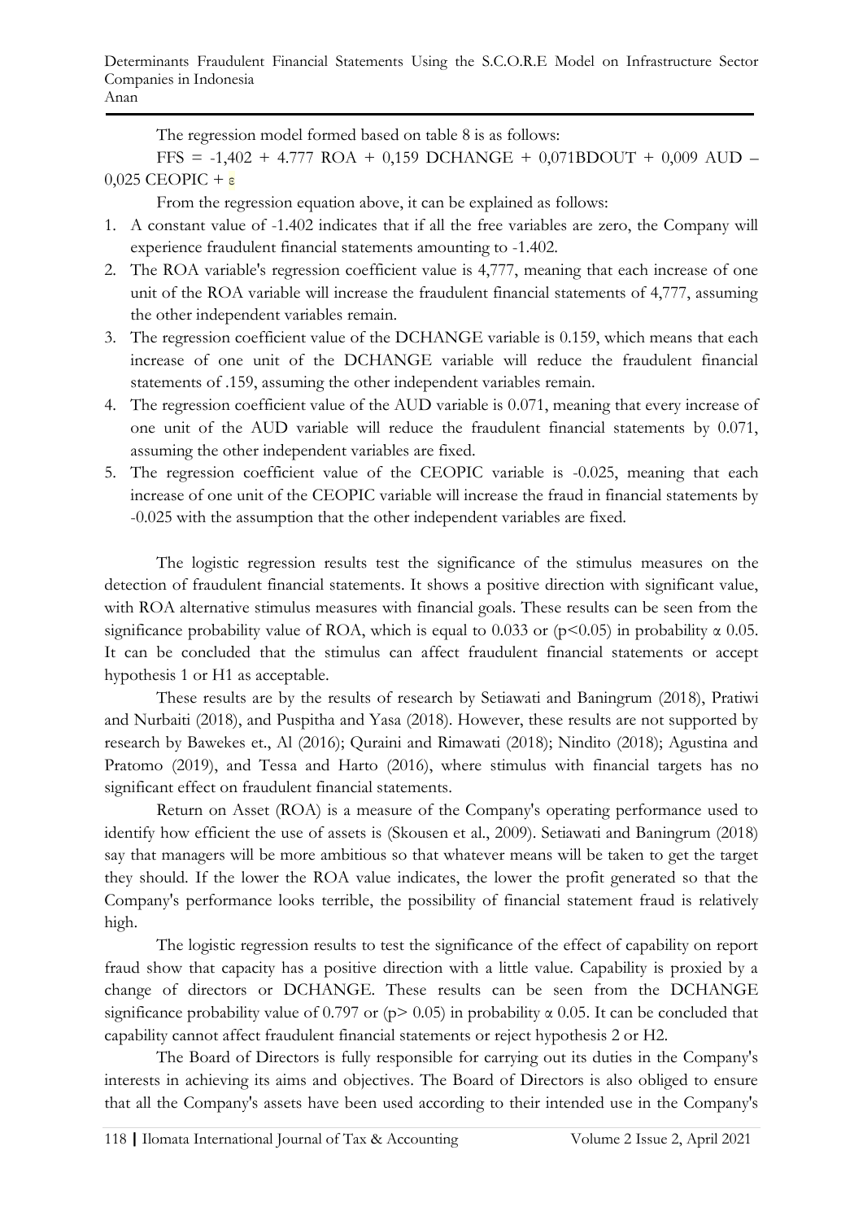The regression model formed based on table 8 is as follows:

FFS = -1,402 + 4.777 ROA + 0,159 DCHANGE + 0,071BDOUT + 0,009 AUD – 0,025 CEOPIC + ε

From the regression equation above, it can be explained as follows:

1. A constant value of -1.402 indicates that if all the free variables are zero, the Company will experience fraudulent financial statements amounting to -1.402.
2. The ROA variable's regression coefficient value is 4,777, meaning that each increase of one unit of the ROA variable will increase the fraudulent financial statements of 4,777, assuming the other independent variables remain.
3. The regression coefficient value of the DCHANGE variable is 0.159, which means that each increase of one unit of the DCHANGE variable will reduce the fraudulent financial statements of .159, assuming the other independent variables remain.
4. The regression coefficient value of the AUD variable is 0.071, meaning that every increase of one unit of the AUD variable will reduce the fraudulent financial statements by 0.071, assuming the other independent variables are fixed.
5. The regression coefficient value of the CEOPIC variable is -0.025, meaning that each increase of one unit of the CEOPIC variable will increase the fraud in financial statements by -0.025 with the assumption that the other independent variables are fixed.

The logistic regression results test the significance of the stimulus measures on the detection of fraudulent financial statements. It shows a positive direction with significant value, with ROA alternative stimulus measures with financial goals. These results can be seen from the significance probability value of ROA, which is equal to 0.033 or ($p<0.05$) in probability $\alpha$ 0.05. It can be concluded that the stimulus can affect fraudulent financial statements or accept hypothesis 1 or H1 as acceptable.

These results are by the results of research by Setiawati and Baningrum (2018), Pratiwi and Nurbaiti (2018), and Puspitha and Yasa (2018). However, these results are not supported by research by Bawekes et., Al (2016); Quraini and Rimawati (2018); Nindito (2018); Agustina and Pratomo (2019), and Tessa and Harto (2016), where stimulus with financial targets has no significant effect on fraudulent financial statements.

Return on Asset (ROA) is a measure of the Company's operating performance used to identify how efficient the use of assets is (Skousen et al., 2009). Setiawati and Baningrum (2018) say that managers will be more ambitious so that whatever means will be taken to get the target they should. If the lower the ROA value indicates, the lower the profit generated so that the Company's performance looks terrible, the possibility of financial statement fraud is relatively high.

The logistic regression results to test the significance of the effect of capability on report fraud show that capacity has a positive direction with a little value. Capability is proxied by a change of directors or DCHANGE. These results can be seen from the DCHANGE significance probability value of 0.797 or ($p> 0.05$) in probability $\alpha$ 0.05. It can be concluded that capability cannot affect fraudulent financial statements or reject hypothesis 2 or H2.

The Board of Directors is fully responsible for carrying out its duties in the Company's interests in achieving its aims and objectives. The Board of Directors is also obliged to ensure that all the Company's assets have been used according to their intended use in the Company's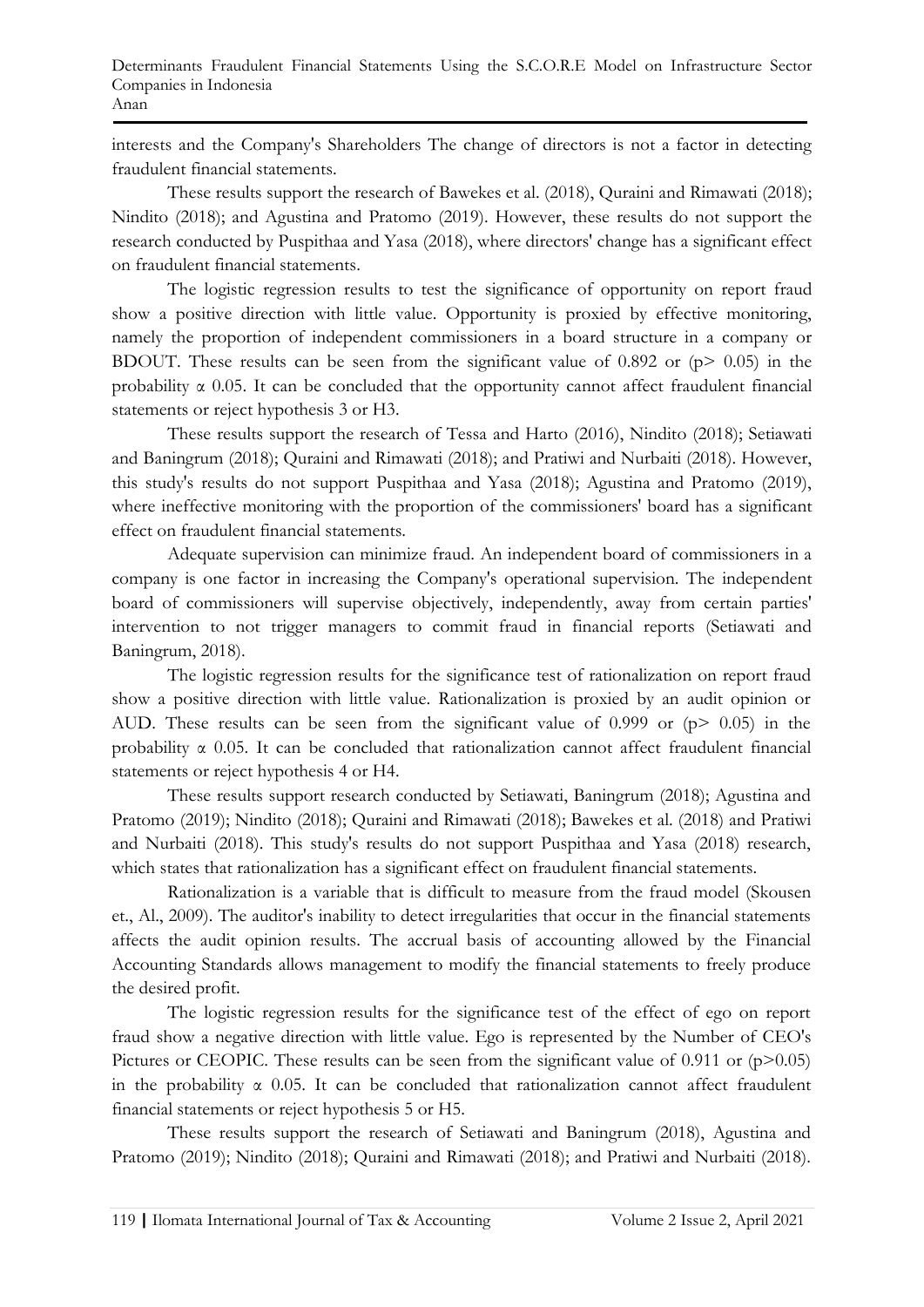interests and the Company's Shareholders The change of directors is not a factor in detecting fraudulent financial statements.

These results support the research of Bawekes et al. (2018), Quraini and Rimawati (2018); Nindito (2018); and Agustina and Pratomo (2019). However, these results do not support the research conducted by Puspithaa and Yasa (2018), where directors' change has a significant effect on fraudulent financial statements.

The logistic regression results to test the significance of opportunity on report fraud show a positive direction with little value. Opportunity is proxied by effective monitoring, namely the proportion of independent commissioners in a board structure in a company or BDOUT. These results can be seen from the significant value of 0.892 or ($p > 0.05$) in the probability $\alpha$ 0.05. It can be concluded that the opportunity cannot affect fraudulent financial statements or reject hypothesis 3 or H3.

These results support the research of Tessa and Harto (2016), Nindito (2018); Setiawati and Baningrum (2018); Quraini and Rimawati (2018); and Pratiwi and Nurbaiti (2018). However, this study's results do not support Puspithaa and Yasa (2018); Agustina and Pratomo (2019), where ineffective monitoring with the proportion of the commissioners' board has a significant effect on fraudulent financial statements.

Adequate supervision can minimize fraud. An independent board of commissioners in a company is one factor in increasing the Company's operational supervision. The independent board of commissioners will supervise objectively, independently, away from certain parties' intervention to not trigger managers to commit fraud in financial reports (Setiawati and Baningrum, 2018).

The logistic regression results for the significance test of rationalization on report fraud show a positive direction with little value. Rationalization is proxied by an audit opinion or AUD. These results can be seen from the significant value of 0.999 or ($p > 0.05$) in the probability $\alpha$ 0.05. It can be concluded that rationalization cannot affect fraudulent financial statements or reject hypothesis 4 or H4.

These results support research conducted by Setiawati, Baningrum (2018); Agustina and Pratomo (2019); Nindito (2018); Quraini and Rimawati (2018); Bawekes et al. (2018) and Pratiwi and Nurbaiti (2018). This study's results do not support Puspithaa and Yasa (2018) research, which states that rationalization has a significant effect on fraudulent financial statements.

Rationalization is a variable that is difficult to measure from the fraud model (Skousen et., Al., 2009). The auditor's inability to detect irregularities that occur in the financial statements affects the audit opinion results. The accrual basis of accounting allowed by the Financial Accounting Standards allows management to modify the financial statements to freely produce the desired profit.

The logistic regression results for the significance test of the effect of ego on report fraud show a negative direction with little value. Ego is represented by the Number of CEO's Pictures or CEOPIC. These results can be seen from the significant value of 0.911 or ($p > 0.05$) in the probability $\alpha$ 0.05. It can be concluded that rationalization cannot affect fraudulent financial statements or reject hypothesis 5 or H5.

These results support the research of Setiawati and Baningrum (2018), Agustina and Pratomo (2019); Nindito (2018); Quraini and Rimawati (2018); and Pratiwi and Nurbaiti (2018).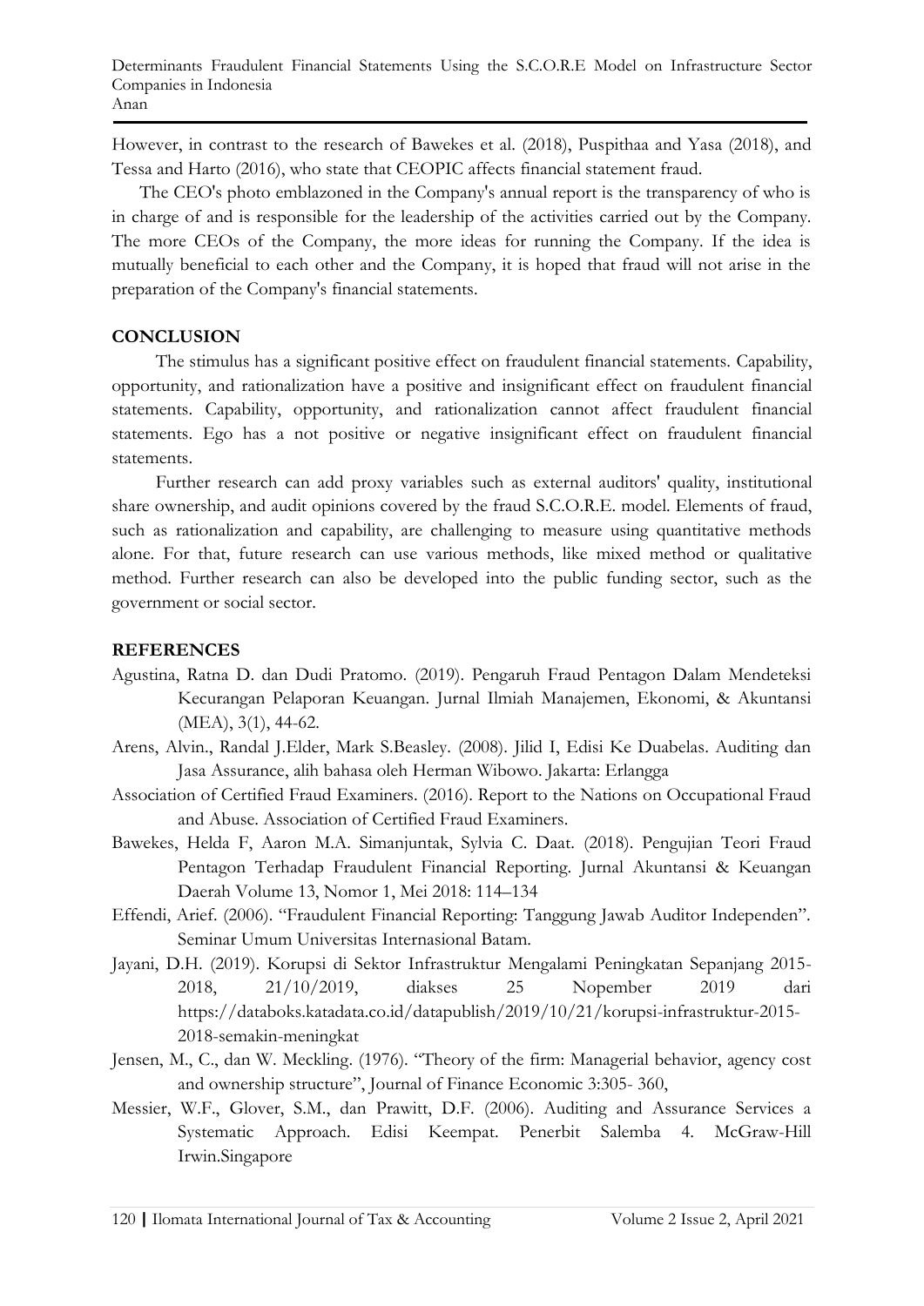However, in contrast to the research of Bawekes et al. (2018), Puspithaa and Yasa (2018), and Tessa and Harto (2016), who state that CEOPIC affects financial statement fraud.

The CEO's photo emblazoned in the Company's annual report is the transparency of who is in charge of and is responsible for the leadership of the activities carried out by the Company. The more CEOs of the Company, the more ideas for running the Company. If the idea is mutually beneficial to each other and the Company, it is hoped that fraud will not arise in the preparation of the Company's financial statements.

## CONCLUSION

The stimulus has a significant positive effect on fraudulent financial statements. Capability, opportunity, and rationalization have a positive and insignificant effect on fraudulent financial statements. Capability, opportunity, and rationalization cannot affect fraudulent financial statements. Ego has a not positive or negative insignificant effect on fraudulent financial statements.

Further research can add proxy variables such as external auditors' quality, institutional share ownership, and audit opinions covered by the fraud S.C.O.R.E. model. Elements of fraud, such as rationalization and capability, are challenging to measure using quantitative methods alone. For that, future research can use various methods, like mixed method or qualitative method. Further research can also be developed into the public funding sector, such as the government or social sector.

## REFERENCES

Agustina, Ratna D. dan Dudi Pratomo. (2019). Pengaruh Fraud Pentagon Dalam Mendeteksi Kecurangan Pelaporan Keuangan. Jurnal Ilmiah Manajemen, Ekonomi, & Akuntansi (MEA), 3(1), 44-62.

Arens, Alvin., Randal J.Elder, Mark S.Beasley. (2008). Jilid I, Edisi Ke Duabelas. Auditing dan Jasa Assurance, alih bahasa oleh Herman Wibowo. Jakarta: Erlangga

Association of Certified Fraud Examiners. (2016). Report to the Nations on Occupational Fraud and Abuse. Association of Certified Fraud Examiners.

Bawekes, Helda F, Aaron M.A. Simanjuntak, Sylvia C. Daat. (2018). Pengujian Teori Fraud Pentagon Terhadap Fraudulent Financial Reporting. Jurnal Akuntansi & Keuangan Daerah Volume 13, Nomor 1, Mei 2018: 114–134

Effendi, Arief. (2006). "Fraudulent Financial Reporting: Tanggung Jawab Auditor Independen". Seminar Umum Universitas Internasional Batam.

Jayani, D.H. (2019). Korupsi di Sektor Infrastruktur Mengalami Peningkatan Sepanjang 2015-2018, 21/10/2019, diakses 25 Nopember 2019 dari https://databoks.katadata.co.id/datapublish/2019/10/21/korupsi-infrastruktur-2015-2018-semakin-meningkat

Jensen, M., C., dan W. Meckling. (1976). "Theory of the firm: Managerial behavior, agency cost and ownership structure", Journal of Finance Economic 3:305- 360,

Messier, W.F., Glover, S.M., dan Prawitt, D.F. (2006). Auditing and Assurance Services a Systematic Approach. Edisi Keempat. Penerbit Salemba 4. McGraw-Hill Irwin.Singapore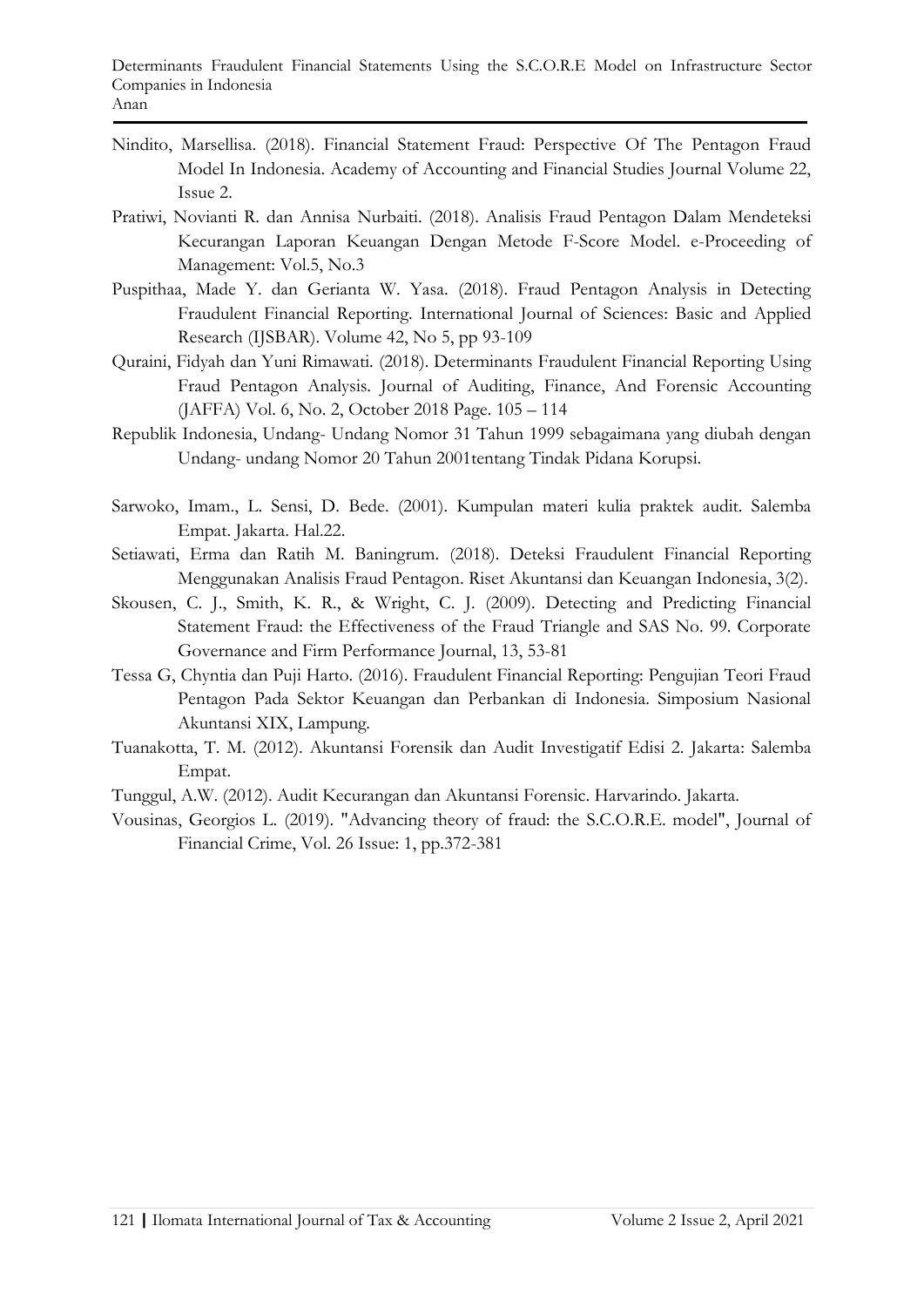Nindito, Marsellisa. (2018). Financial Statement Fraud: Perspective Of The Pentagon Fraud Model In Indonesia. Academy of Accounting and Financial Studies Journal Volume 22, Issue 2.

Pratiwi, Novianti R. dan Annisa Nurbaiti. (2018). Analisis Fraud Pentagon Dalam Mendeteksi Kecurangan Laporan Keuangan Dengan Metode F-Score Model. e-Proceeding of Management: Vol.5, No.3

Puspithaa, Made Y. dan Gerianta W. Yasa. (2018). Fraud Pentagon Analysis in Detecting Fraudulent Financial Reporting. International Journal of Sciences: Basic and Applied Research (IJSBAR). Volume 42, No 5, pp 93-109

Quraini, Fidyah dan Yuni Rimawati. (2018). Determinants Fraudulent Financial Reporting Using Fraud Pentagon Analysis. Journal of Auditing, Finance, And Forensic Accounting (JAFFA) Vol. 6, No. 2, October 2018 Page. 105 – 114

Republik Indonesia, Undang- Undang Nomor 31 Tahun 1999 sebagaimana yang diubah dengan Undang- undang Nomor 20 Tahun 2001tentang Tindak Pidana Korupsi.

Sarwoko, Imam., L. Sensi, D. Bede. (2001). Kumpulan materi kulia praktek audit. Salemba Empat. Jakarta. Hal.22.

Setiawati, Erma dan Ratih M. Baningrum. (2018). Deteksi Fraudulent Financial Reporting Menggunakan Analisis Fraud Pentagon. Riset Akuntansi dan Keuangan Indonesia, 3(2).

Skousen, C. J., Smith, K. R., & Wright, C. J. (2009). Detecting and Predicting Financial Statement Fraud: the Effectiveness of the Fraud Triangle and SAS No. 99. Corporate Governance and Firm Performance Journal, 13, 53-81

Tessa G, Chyntia dan Puji Harto. (2016). Fraudulent Financial Reporting: Pengujian Teori Fraud Pentagon Pada Sektor Keuangan dan Perbankan di Indonesia. Simposium Nasional Akuntansi XIX, Lampung.

Tuanakotta, T. M. (2012). Akuntansi Forensik dan Audit Investigatif Edisi 2. Jakarta: Salemba Empat.

Tunggul, A.W. (2012). Audit Kecurangan dan Akuntansi Forensic. Harvarindo. Jakarta.

Vousinas, Georgios L. (2019). "Advancing theory of fraud: the S.C.O.R.E. model", Journal of Financial Crime, Vol. 26 Issue: 1, pp.372-381